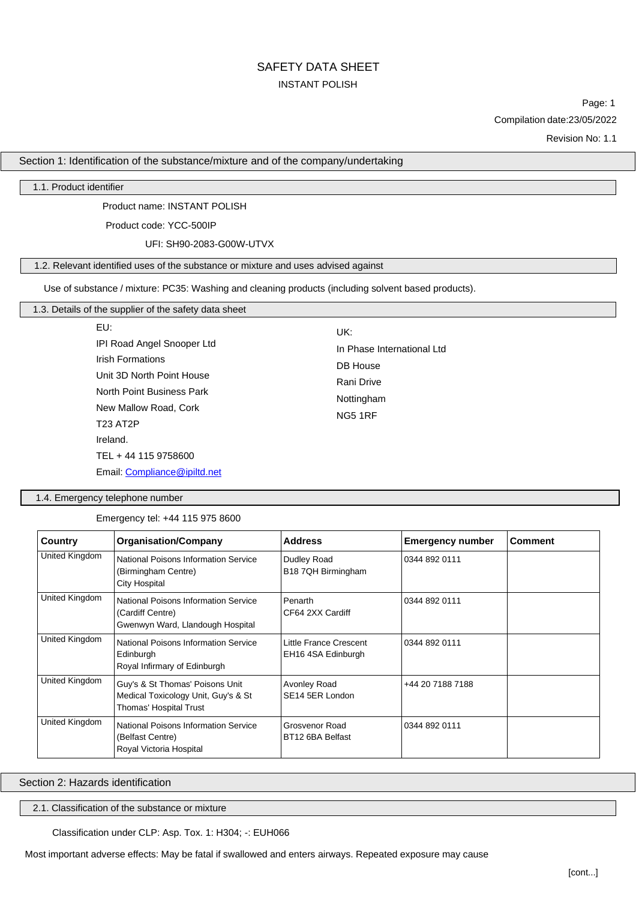# SAFETY DATA SHEET

INSTANT POLISH

Compilation date:23/05/2022

Revision No: 1.1

## Section 1: Identification of the substance/mixture and of the company/undertaking

### 1.1. Product identifier

Product name: INSTANT POLISH

Product code: YCC-500IP

UFI: SH90-2083-G00W-UTVX

### 1.2. Relevant identified uses of the substance or mixture and uses advised against

Use of substance / mixture: PC35: Washing and cleaning products (including solvent based products).

### 1.3. Details of the supplier of the safety data sheet

EU:
IPI Road Angel Snooper Ltd
Irish Formations
Unit 3D North Point House
North Point Business Park
New Mallow Road, Cork
T23 AT2P
Ireland.
TEL + 44 115 9758600
Email: Compliance@ipiltd.net

UK:
In Phase International Ltd
DB House
Rani Drive
Nottingham
NG5 1RF

### 1.4. Emergency telephone number

Emergency tel: +44 115 975 8600

| Country | Organisation/Company | Address | Emergency number | Comment |
|---|---|---|---|---|
| United Kingdom | National Poisons Information Service (Birmingham Centre) City Hospital | Dudley Road B18 7QH Birmingham | 0344 892 0111 | |
| United Kingdom | National Poisons Information Service (Cardiff Centre) Gwenwyn Ward, Llandough Hospital | Penarth CF64 2XX Cardiff | 0344 892 0111 | |
| United Kingdom | National Poisons Information Service Edinburgh Royal Infirmary of Edinburgh | Little France Crescent EH16 4SA Edinburgh | 0344 892 0111 | |
| United Kingdom | Guy's & St Thomas' Poisons Unit Medical Toxicology Unit, Guy's & St Thomas' Hospital Trust | Avonley Road SE14 5ER London | +44 20 7188 7188 | |
| United Kingdom | National Poisons Information Service (Belfast Centre) Royal Victoria Hospital | Grosvenor Road BT12 6BA Belfast | 0344 892 0111 | |

## Section 2: Hazards identification

### 2.1. Classification of the substance or mixture

Classification under CLP: Asp. Tox. 1: H304; -: EUH066

Most important adverse effects: May be fatal if swallowed and enters airways. Repeated exposure may cause

[cont...]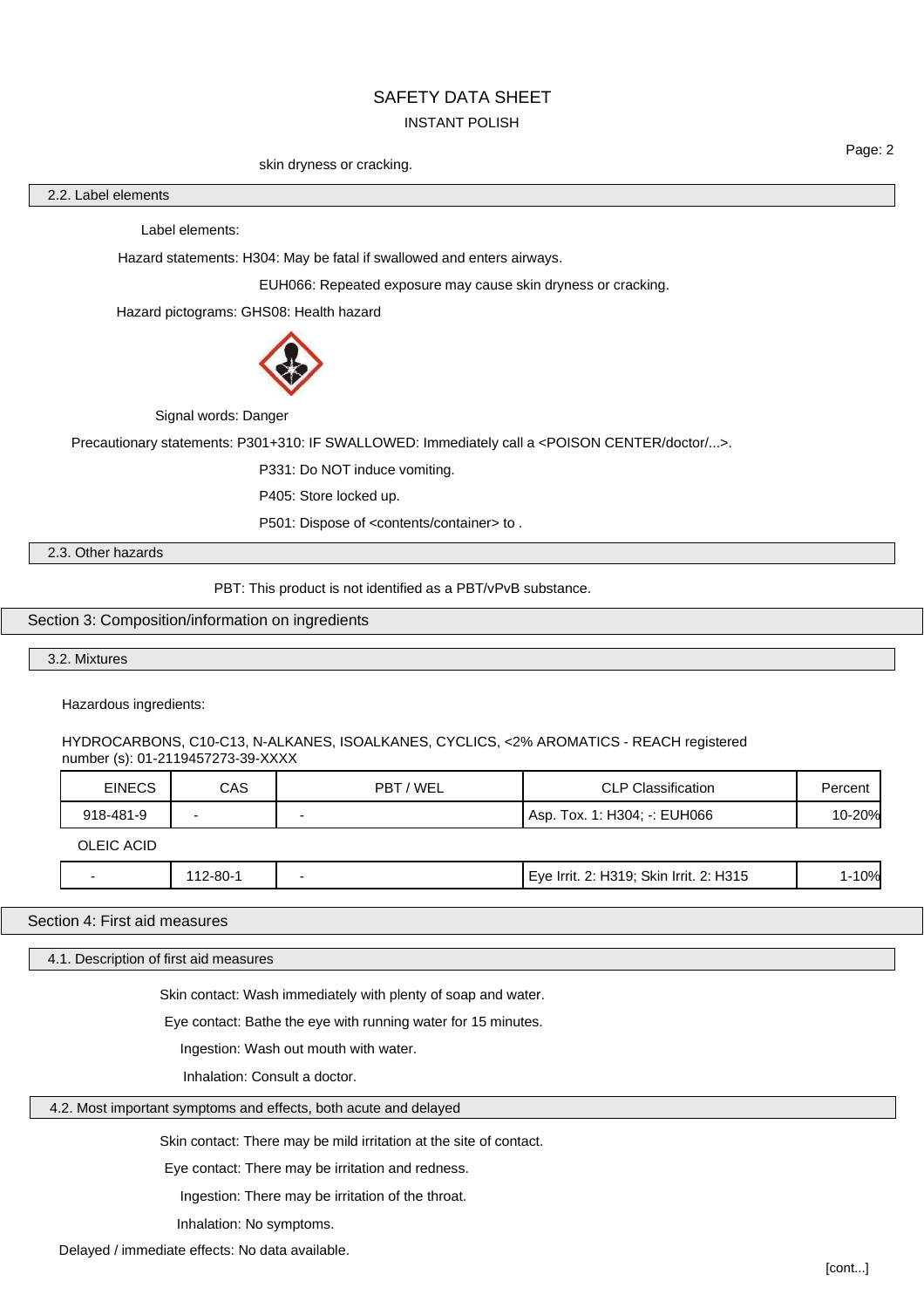skin dryness or cracking.

### 2.2. Label elements

Label elements:

Hazard statements: H304: May be fatal if swallowed and enters airways.

EUH066: Repeated exposure may cause skin dryness or cracking.

Hazard pictograms: GHS08: Health hazard

Signal words: Danger

Precautionary statements: P301+310: IF SWALLOWED: Immediately call a <POISON CENTER/doctor/...>.

P331: Do NOT induce vomiting.

P405: Store locked up.

P501: Dispose of <contents/container> to .

### 2.3. Other hazards

PBT: This product is not identified as a PBT/vPvB substance.

## Section 3: Composition/information on ingredients

### 3.2. Mixtures

Hazardous ingredients:

HYDROCARBONS, C10-C13, N-ALKANES, ISOALKANES, CYCLICS, <2% AROMATICS - REACH registered number (s): 01-2119457273-39-XXXX

| EINECS | CAS | PBT / WEL | CLP Classification | Percent |
|---|---|---|---|---|
| 918-481-9 | - | - | Asp. Tox. 1: H304; -: EUH066 | 10-20% |

OLEIC ACID

| EINECS | CAS | PBT / WEL | CLP Classification | Percent |
|---|---|---|---|---|
| - | 112-80-1 | - | Eye Irrit. 2: H319; Skin Irrit. 2: H315 | 1-10% |

## Section 4: First aid measures

### 4.1. Description of first aid measures

Skin contact: Wash immediately with plenty of soap and water.

Eye contact: Bathe the eye with running water for 15 minutes.

Ingestion: Wash out mouth with water.

Inhalation: Consult a doctor.

### 4.2. Most important symptoms and effects, both acute and delayed

Skin contact: There may be mild irritation at the site of contact.

Eye contact: There may be irritation and redness.

Ingestion: There may be irritation of the throat.

Inhalation: No symptoms.

Delayed / immediate effects: No data available.

[cont...]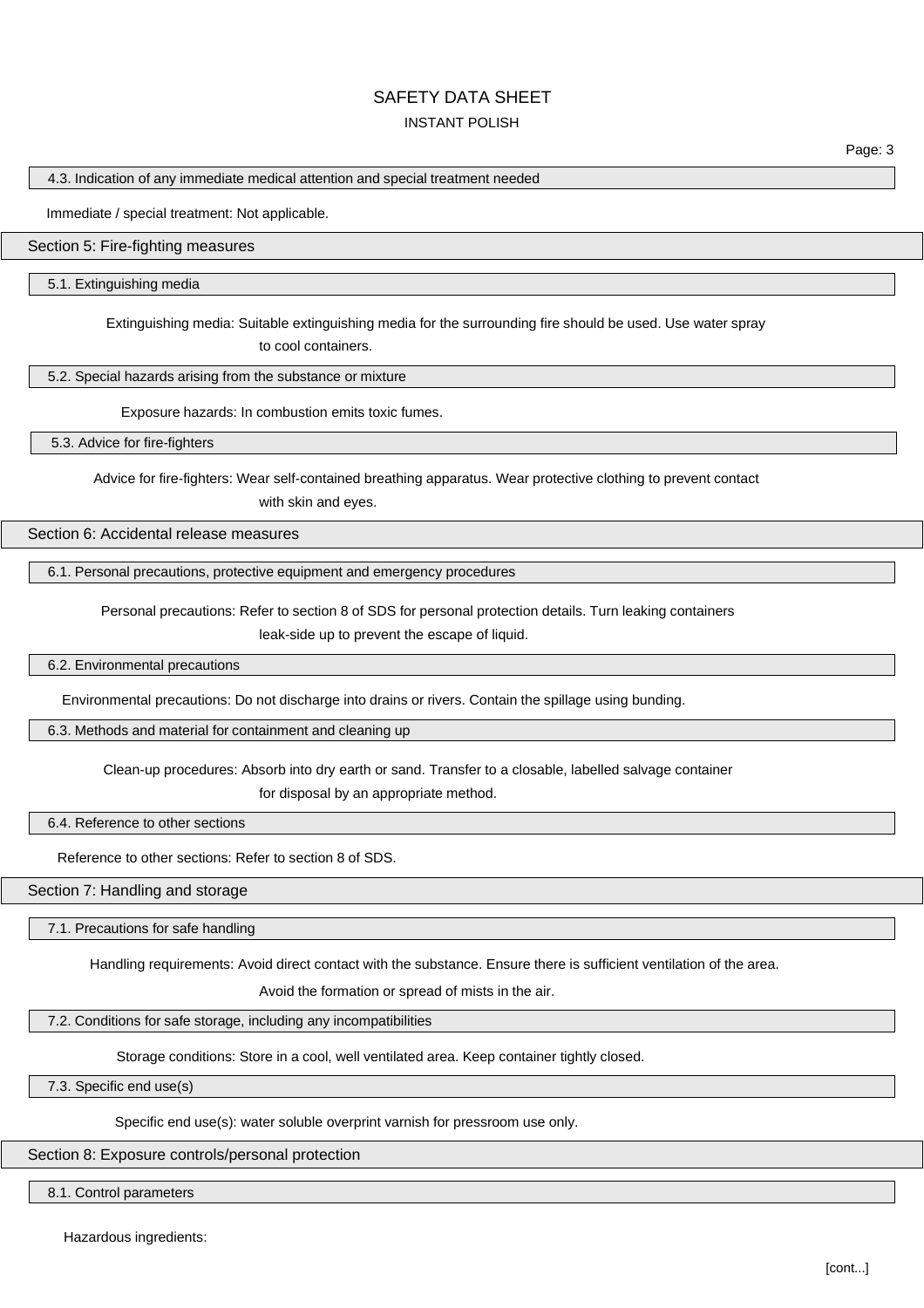### 4.3. Indication of any immediate medical attention and special treatment needed

Immediate / special treatment: Not applicable.

## Section 5: Fire-fighting measures

### 5.1. Extinguishing media

Extinguishing media: Suitable extinguishing media for the surrounding fire should be used. Use water spray to cool containers.

### 5.2. Special hazards arising from the substance or mixture

Exposure hazards: In combustion emits toxic fumes.

### 5.3. Advice for fire-fighters

Advice for fire-fighters: Wear self-contained breathing apparatus. Wear protective clothing to prevent contact with skin and eyes.

## Section 6: Accidental release measures

### 6.1. Personal precautions, protective equipment and emergency procedures

Personal precautions: Refer to section 8 of SDS for personal protection details. Turn leaking containers leak-side up to prevent the escape of liquid.

### 6.2. Environmental precautions

Environmental precautions: Do not discharge into drains or rivers. Contain the spillage using bunding.

### 6.3. Methods and material for containment and cleaning up

Clean-up procedures: Absorb into dry earth or sand. Transfer to a closable, labelled salvage container for disposal by an appropriate method.

### 6.4. Reference to other sections

Reference to other sections: Refer to section 8 of SDS.

## Section 7: Handling and storage

### 7.1. Precautions for safe handling

Handling requirements: Avoid direct contact with the substance. Ensure there is sufficient ventilation of the area. Avoid the formation or spread of mists in the air.

### 7.2. Conditions for safe storage, including any incompatibilities

Storage conditions: Store in a cool, well ventilated area. Keep container tightly closed.

### 7.3. Specific end use(s)

Specific end use(s): water soluble overprint varnish for pressroom use only.

## Section 8: Exposure controls/personal protection

### 8.1. Control parameters

Hazardous ingredients:

[cont...]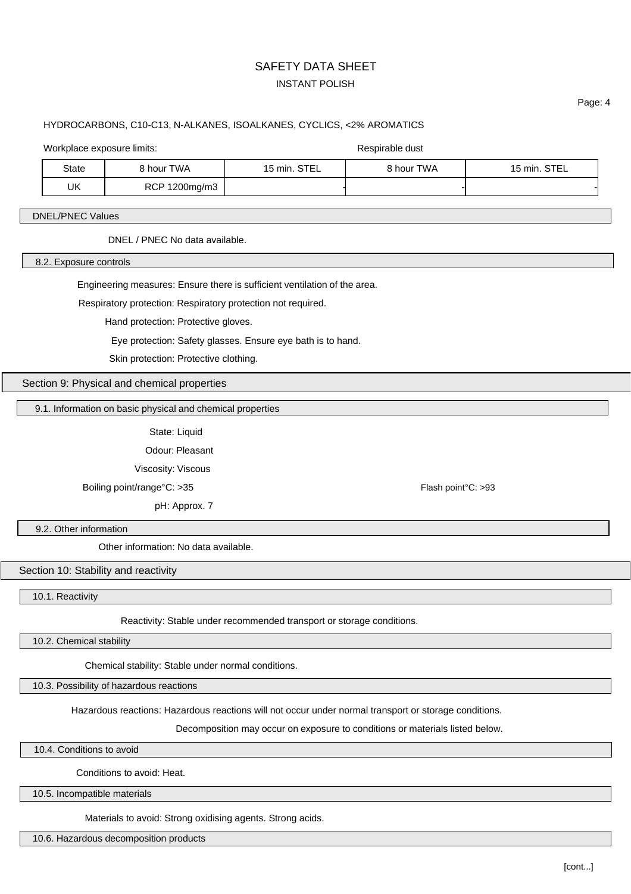HYDROCARBONS, C10-C13, N-ALKANES, ISOALKANES, CYCLICS, <2% AROMATICS

Workplace exposure limits: Respirable dust

| State | 8 hour TWA | 15 min. STEL | 8 hour TWA | 15 min. STEL |
|---|---|---|---|---|
| UK | RCP 1200mg/m3 | - | - | - |

### DNEL/PNEC Values

DNEL / PNEC No data available.

### 8.2. Exposure controls

Engineering measures: Ensure there is sufficient ventilation of the area.

Respiratory protection: Respiratory protection not required.

Hand protection: Protective gloves.

Eye protection: Safety glasses. Ensure eye bath is to hand.

Skin protection: Protective clothing.

## Section 9: Physical and chemical properties

### 9.1. Information on basic physical and chemical properties

State: Liquid

Odour: Pleasant

Viscosity: Viscous

Boiling point/range°C: >35

Flash point°C: >93

pH: Approx. 7

### 9.2. Other information

Other information: No data available.

## Section 10: Stability and reactivity

### 10.1. Reactivity

Reactivity: Stable under recommended transport or storage conditions.

### 10.2. Chemical stability

Chemical stability: Stable under normal conditions.

### 10.3. Possibility of hazardous reactions

Hazardous reactions: Hazardous reactions will not occur under normal transport or storage conditions.

Decomposition may occur on exposure to conditions or materials listed below.

### 10.4. Conditions to avoid

Conditions to avoid: Heat.

### 10.5. Incompatible materials

Materials to avoid: Strong oxidising agents. Strong acids.

### 10.6. Hazardous decomposition products

[cont...]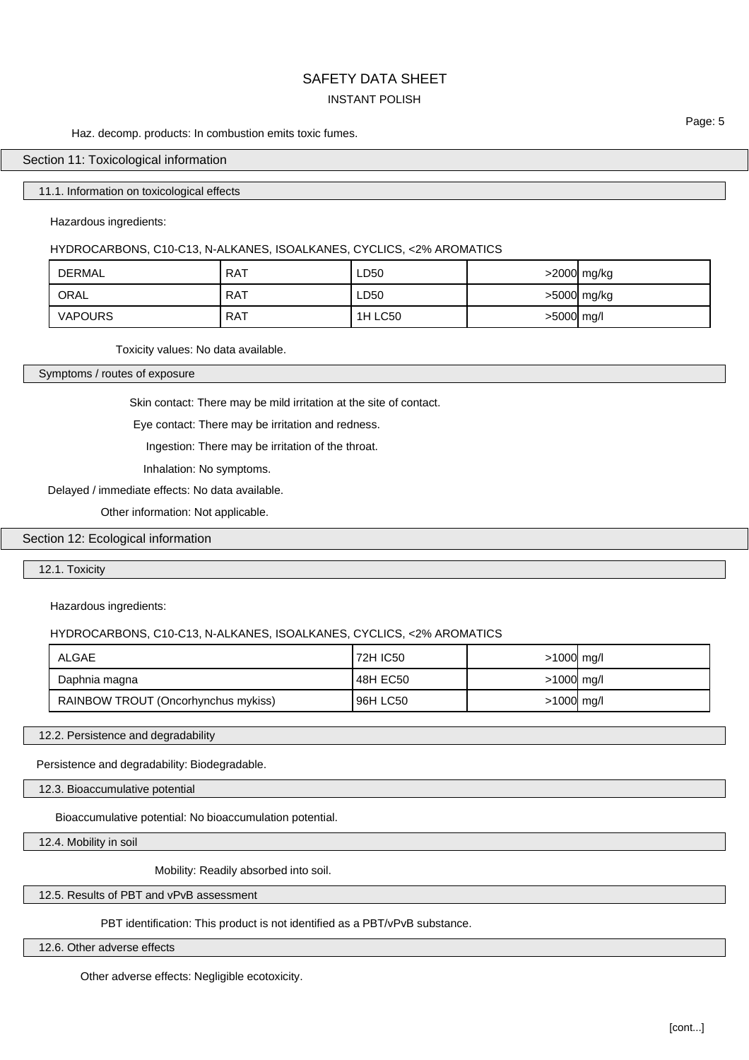Haz. decomp. products: In combustion emits toxic fumes.

## Section 11: Toxicological information

### 11.1. Information on toxicological effects

Hazardous ingredients:

HYDROCARBONS, C10-C13, N-ALKANES, ISOALKANES, CYCLICS, <2% AROMATICS

| | | | | |
|---|---|---|---|---|
| DERMAL | RAT | LD50 | >2000 | mg/kg |
| ORAL | RAT | LD50 | >5000 | mg/kg |
| VAPOURS | RAT | 1H LC50 | >5000 | mg/l |

Toxicity values: No data available.

### Symptoms / routes of exposure

Skin contact: There may be mild irritation at the site of contact.

Eye contact: There may be irritation and redness.

Ingestion: There may be irritation of the throat.

Inhalation: No symptoms.

Delayed / immediate effects: No data available.

Other information: Not applicable.

## Section 12: Ecological information

### 12.1. Toxicity

Hazardous ingredients:

HYDROCARBONS, C10-C13, N-ALKANES, ISOALKANES, CYCLICS, <2% AROMATICS

| | | | |
|---|---|---|---|
| ALGAE | 72H IC50 | >1000 | mg/l |
| Daphnia magna | 48H EC50 | >1000 | mg/l |
| RAINBOW TROUT (Oncorhynchus mykiss) | 96H LC50 | >1000 | mg/l |

### 12.2. Persistence and degradability

Persistence and degradability: Biodegradable.

### 12.3. Bioaccumulative potential

Bioaccumulative potential: No bioaccumulation potential.

### 12.4. Mobility in soil

Mobility: Readily absorbed into soil.

### 12.5. Results of PBT and vPvB assessment

PBT identification: This product is not identified as a PBT/vPvB substance.

### 12.6. Other adverse effects

Other adverse effects: Negligible ecotoxicity.

[cont...]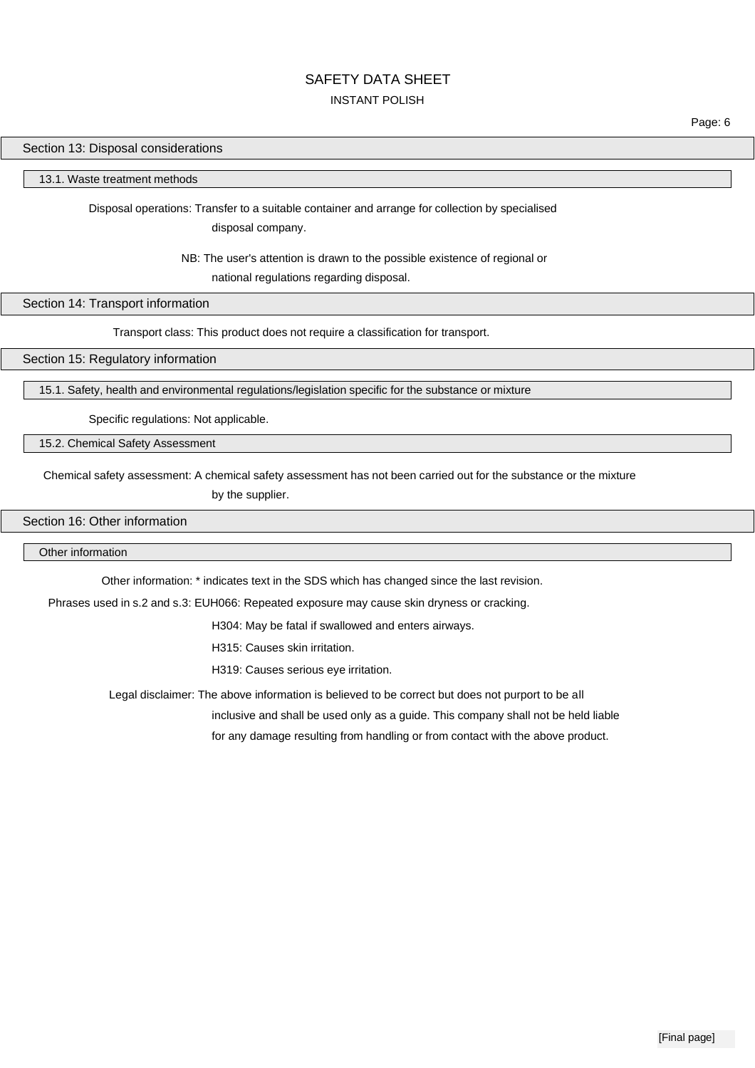## Section 13: Disposal considerations

### 13.1. Waste treatment methods

Disposal operations: Transfer to a suitable container and arrange for collection by specialised disposal company.

NB: The user's attention is drawn to the possible existence of regional or national regulations regarding disposal.

## Section 14: Transport information

Transport class: This product does not require a classification for transport.

## Section 15: Regulatory information

### 15.1. Safety, health and environmental regulations/legislation specific for the substance or mixture

Specific regulations: Not applicable.

### 15.2. Chemical Safety Assessment

Chemical safety assessment: A chemical safety assessment has not been carried out for the substance or the mixture by the supplier.

## Section 16: Other information

### Other information

Other information: * indicates text in the SDS which has changed since the last revision.

Phrases used in s.2 and s.3: EUH066: Repeated exposure may cause skin dryness or cracking.

H304: May be fatal if swallowed and enters airways.

H315: Causes skin irritation.

H319: Causes serious eye irritation.

Legal disclaimer: The above information is believed to be correct but does not purport to be all inclusive and shall be used only as a guide. This company shall not be held liable for any damage resulting from handling or from contact with the above product.

[Final page]